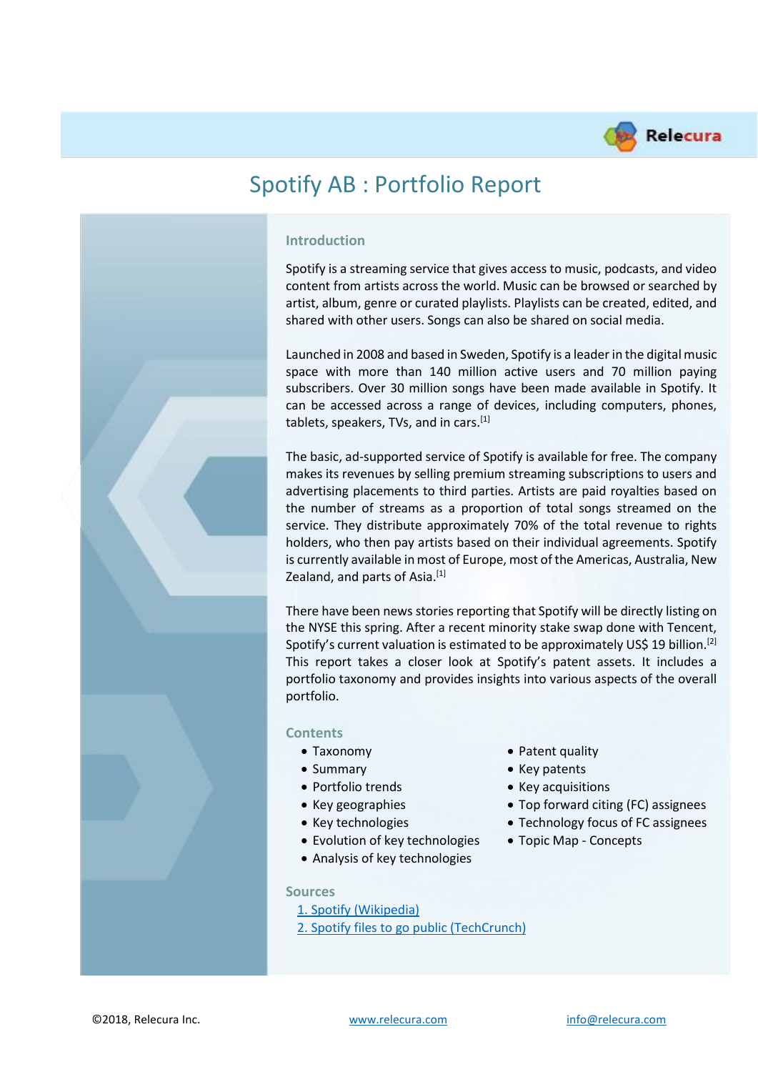# Spotify AB : Portfolio Report

## Introduction

Spotify is a streaming service that gives access to music, podcasts, and video content from artists across the world. Music can be browsed or searched by artist, album, genre or curated playlists. Playlists can be created, edited, and shared with other users. Songs can also be shared on social media.

Launched in 2008 and based in Sweden, Spotify is a leader in the digital music space with more than 140 million active users and 70 million paying subscribers. Over 30 million songs have been made available in Spotify. It can be accessed across a range of devices, including computers, phones, tablets, speakers, TVs, and in cars.[1]

The basic, ad-supported service of Spotify is available for free. The company makes its revenues by selling premium streaming subscriptions to users and advertising placements to third parties. Artists are paid royalties based on the number of streams as a proportion of total songs streamed on the service. They distribute approximately 70% of the total revenue to rights holders, who then pay artists based on their individual agreements. Spotify is currently available in most of Europe, most of the Americas, Australia, New Zealand, and parts of Asia.[1]

There have been news stories reporting that Spotify will be directly listing on the NYSE this spring. After a recent minority stake swap done with Tencent, Spotify's current valuation is estimated to be approximately US$ 19 billion.[2] This report takes a closer look at Spotify's patent assets. It includes a portfolio taxonomy and provides insights into various aspects of the overall portfolio.

## Contents

- Taxonomy
- Summary
- Portfolio trends
- Key geographies
- Key technologies
- Evolution of key technologies
- Analysis of key technologies
- Patent quality
- Key patents
- Key acquisitions
- Top forward citing (FC) assignees
- Technology focus of FC assignees
- Topic Map - Concepts

## Sources

1. Spotify (Wikipedia)
2. Spotify files to go public (TechCrunch)

©2018, Relecura Inc. www.relecura.com info@relecura.com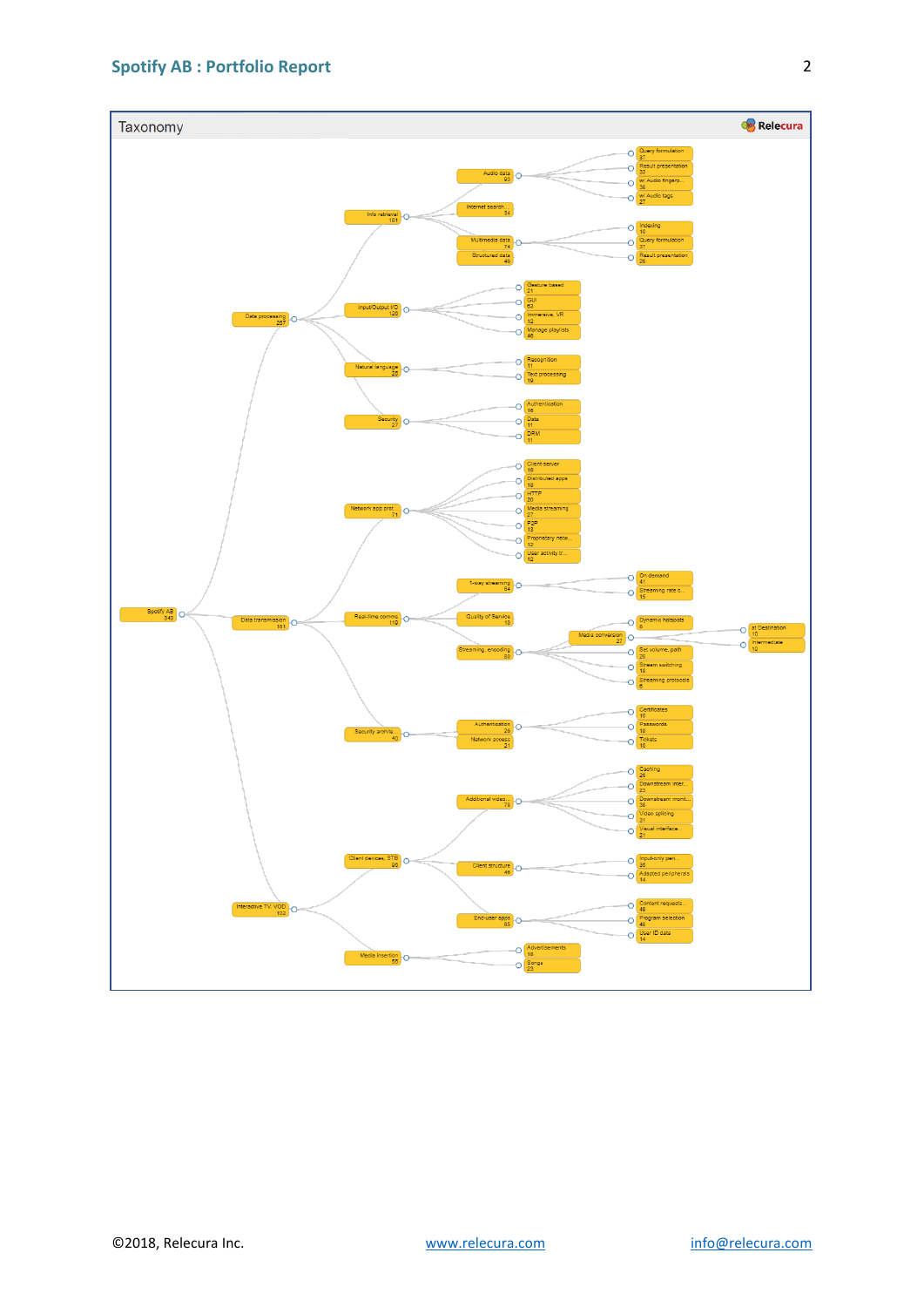## Taxonomy

Relecura

- Spotify AB 349
  - Data processing 267
    - Info retrieval 181
      - Audio data 93
        - Query formulation 37
        - Result presentation 33
        - w/ Audio fingerp... 38
        - w/ Audio tags 27
      - Internet search... 34
      - Multimedia data 74
        - Indexing 10
        - Query formulation 37
        - Result presentation 26
      - Structured data 48
    - Input/Output I/O 126
      - Gesture based 21
      - GUI 63
      - Immersive, VR 12
      - Manage playlists 46
    - Natural language 25
      - Recognition 11
      - Text processing 19
    - Security 27
      - Authentication 16
      - Data 11
      - DRM 11
  - Data transmission 181
    - Network app prot... 71
      - Client-server 16
      - Distributed apps 18
      - HTTP 20
      - Media streaming 27
      - P2P 13
      - Proprietary netw... 12
      - User activity tr... 12
    - Real-time comms 119
      - 1-way streaming 54
        - On demand 41
        - Streaming rate c... 15
      - Quality of Service 10
      - Streaming, encoding 89
        - Media conversion 27
          - at Destination 10
          - Intermediate 10
        - Dynamic hotspots 8
        - Set volume, path 20
        - Stream switching 18
        - Streaming protocols 6
    - Security protoc... 40
      - Authentication 26
        - Certificates 10
        - Passwords 18
        - Tickets 10
      - Network access 21
  - Interactive TV, VOD 102
    - Client devices, STB 96
      - Additional video... 78
        - Caching 26
        - Downstream inter... 23
        - Downstream monit... 38
        - Video splicing 31
        - Visual interface... 21
      - Client structure 46
        - Input-only peri... 36
        - Adapted peripherals 14
      - End-user apps 65
        - Content requests 40
        - Program selection 48
        - User ID data 14
    - Media insertion 35
      - Advertisements 19
      - Songs 23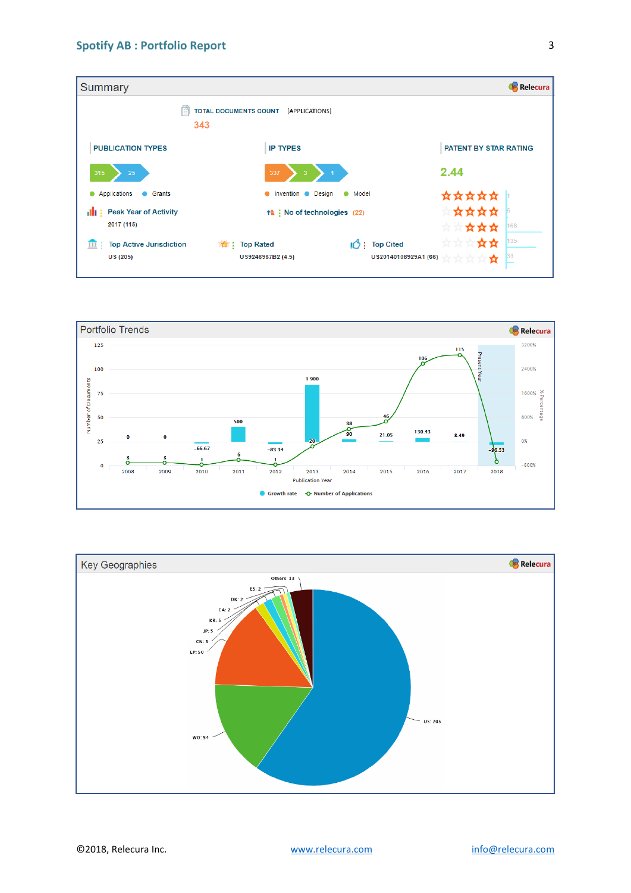## Summary

TOTAL DOCUMENTS COUNT (APPLICATIONS)

343

### PUBLICATION TYPES

315 | 25

Applications · Grants

Peak Year of Activity: 2017 (115)

### IP TYPES

337 | 3 | 1

Invention · Design · Model

No of technologies (22)

### PATENT BY STAR RATING

2.44

| Stars | Count |
|---|---|
| 5 stars | 1 |
| 4 stars | 6 |
| 3 stars | 168 |
| 2 stars | 135 |
| 1 star | 33 |

Top Active Jurisdiction: US (205)

Top Rated: US9246967B2 (4.5)

Top Cited: US20140108929A1 (66)

## Portfolio Trends

| Publication Year | Number of Applications | Growth rate |
|---|---|---|
| 2008 | 3 | 0 |
| 2009 | 3 | 0 |
| 2010 | 1 | -66.67 |
| 2011 | 6 | 500 |
| 2012 | 1 | -83.34 |
| 2013 | 20 | 1 900 |
| 2014 | 38 | 90 |
| 2015 | 46 | 21.05 |
| 2016 | 106 | 130.43 |
| 2017 | 115 | 8.49 |
| 2018 (Present Year) | 4 | -96.53 |

## Key Geographies

| Jurisdiction | Count |
|---|---|
| US | 205 |
| WO | 54 |
| EP | 50 |
| CN | 5 |
| JP | 5 |
| KR | 5 |
| CA | 2 |
| DK | 2 |
| ES | 2 |
| Others | 13 |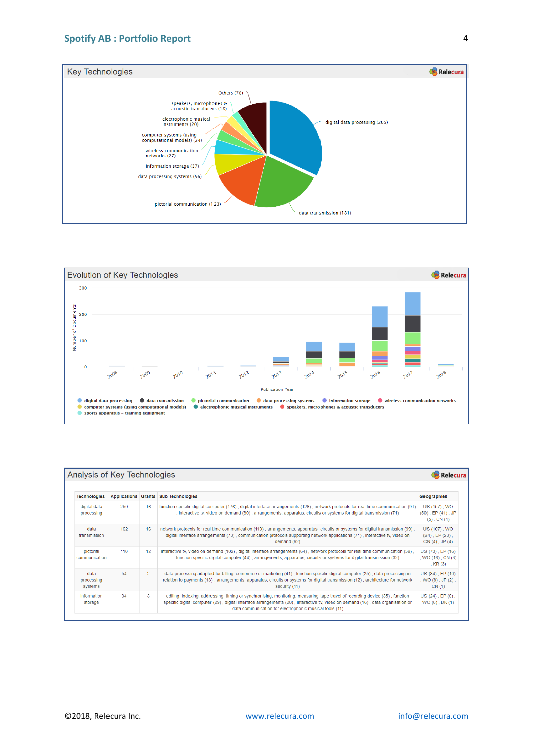## Key Technologies

Others (78)
speakers, microphones & acoustic transducers (18)
electrophonic musical instruments (20)
computer systems (using computational models) (24)
wireless communication networks (27)
information storage (37)
data processing systems (56)
pictorial communication (123)
data transmission (181)
digital data processing (265)

## Evolution of Key Technologies

Number of Documents: 0, 100, 200, 300

Publication Year: 2008, 2009, 2010, 2011, 2012, 2013, 2014, 2015, 2016, 2017, 2018

digital data processing · data transmission · pictorial communication · data processing systems · information storage · wireless communication networks · computer systems (using computational models) · electrophonic musical instruments · speakers, microphones & acoustic transducers · sports apparatus – training equipment

## Analysis of Key Technologies

| Technologies | Applications | Grants | Sub Technologies | Geographies |
|---|---|---|---|---|
| digital data processing | 250 | 16 | function specific digital computer (176) , digital interface arrangements (126) , network protocols for real time communication (91) , interactive tv, video on demand (80) , arrangements, apparatus, circuits or systems for digital transmission (71) | US (157) , WO (50) , EP (41) , JP (5) , CN (4) |
| data transmission | 162 | 16 | network protocols for real time communication (119) , arrangements, apparatus, circuits or systems for digital transmission (99) , digital interface arrangements (73) , communication protocols supporting network applications (71) , interactive tv, video on demand (62) | US (107) , WO (24) , EP (23) , CN (4) , JP (4) |
| pictorial communication | 110 | 12 | interactive tv, video on demand (102) , digital interface arrangements (64) , network protocols for real time communication (59) , function specific digital computer (44) , arrangements, apparatus, circuits or systems for digital transmission (32) | US (73) , EP (16) , WO (16) , CN (3) , KR (3) |
| data processing systems | 54 | 2 | data processing adapted for billing, commerce or marketing (41) , function specific digital computer (25) , data processing in relation to payments (13) , arrangements, apparatus, circuits or systems for digital transmission (12) , architecture for network security (11) | US (34) , EP (10) , WO (8) , JP (2) , CN (1) |
| information storage | 34 | 3 | editing, indexing, addressing, timing or synchronising, monitoring, measuring tape travel of recording device (35) , function specific digital computer (29) , digital interface arrangements (20) , interactive tv, video on demand (16) , data organisation or data communication for electrophonic musical tools (11) | US (24) , EP (6) , WO (6) , DK (1) |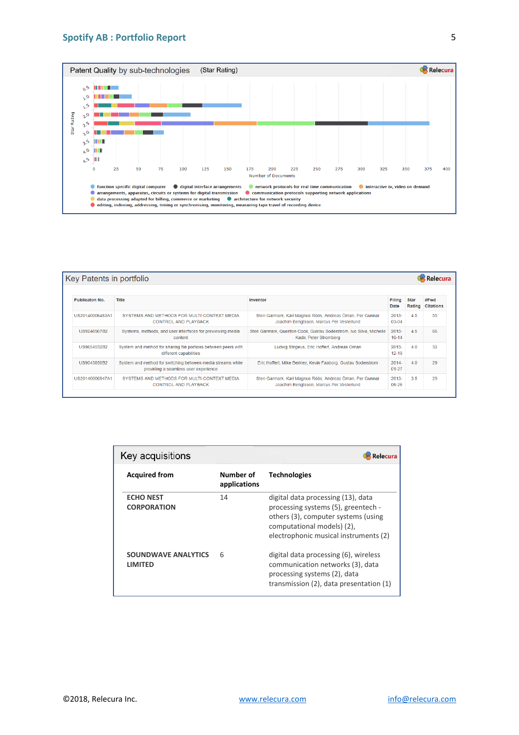## Patent Quality by sub-technologies (Star Rating)

Relecura

Star Rating: 0.5, 1.0, 1.5, 2.0, 2.5, 3.0, 3.5, 4.0, 4.5

Number of Documents: 0, 25, 50, 75, 100, 125, 150, 175, 200, 225, 250, 275, 300, 325, 350, 375, 400

Legend:
- function specific digital computer
- digital interface arrangements
- network protocols for real time communication
- interactive tv, video on demand
- arrangements, apparatus, circuits or systems for digital transmission
- communication protocols supporting network applications
- data processing adapted for billing, commerce or marketing
- architecture for network security
- editing, indexing, addressing, timing or synchronising, monitoring, measuring tape travel of recording device

## Key Patents in portfolio

Relecura

| Publicaton No. | Title | Inventor | Filing Date | Star Rating | #Fwd Citations |
|---|---|---|---|---|---|
| US20140006483A1 | SYSTEMS AND METHODS FOR MULTI-CONTEXT MEDIA CONTROL AND PLAYBACK | Sten Garmark, Karl Magnus Röös, Andreas Öman, Per Gunnar Joachim Bengtsson, Marcus Per Vesterlund | 2013-03-04 | 4.5 | 55 |
| US9246967B2 | Systems, methods, and user interfaces for previewing media content | Sten Garmark, Quenton Cook, Gustav Soderstrom, Ivo Silva, Michelle Kadir, Peter Stromberg | 2013-10-14 | 4.5 | 66 |
| US9654532B2 | System and method for sharing file portions between peers with different capabilities | Ludvig Strigeus, Eric Hoffert, Andreas Oman | 2013-12-19 | 4.0 | 32 |
| US9043850B2 | System and method for switching between media streams while providing a seamless user experience | Eric Hoffert, Mike Berkley, Kevin Faaborg, Gustav Soderstrom | 2014-01-27 | 4.0 | 29 |
| US20140006947A1 | SYSTEMS AND METHODS FOR MULTI-CONTEXT MEDIA CONTROL AND PLAYBACK | Sten Garmark, Karl Magnus Röös, Andreas Öman, Per Gunnar Joachim Bengtsson, Marcus Per Vesterlund | 2013-06-26 | 3.5 | 29 |

## Key acquisitions

Relecura

| Acquired from | Number of applications | Technologies |
|---|---|---|
| **ECHO NEST CORPORATION** | 14 | digital data processing (13), data processing systems (5), greentech - others (3), computer systems (using computational models) (2), electrophonic musical instruments (2) |
| **SOUNDWAVE ANALYTICS LIMITED** | 6 | digital data processing (6), wireless communication networks (3), data processing systems (2), data transmission (2), data presentation (1) |

©2018, Relecura Inc. www.relecura.com info@relecura.com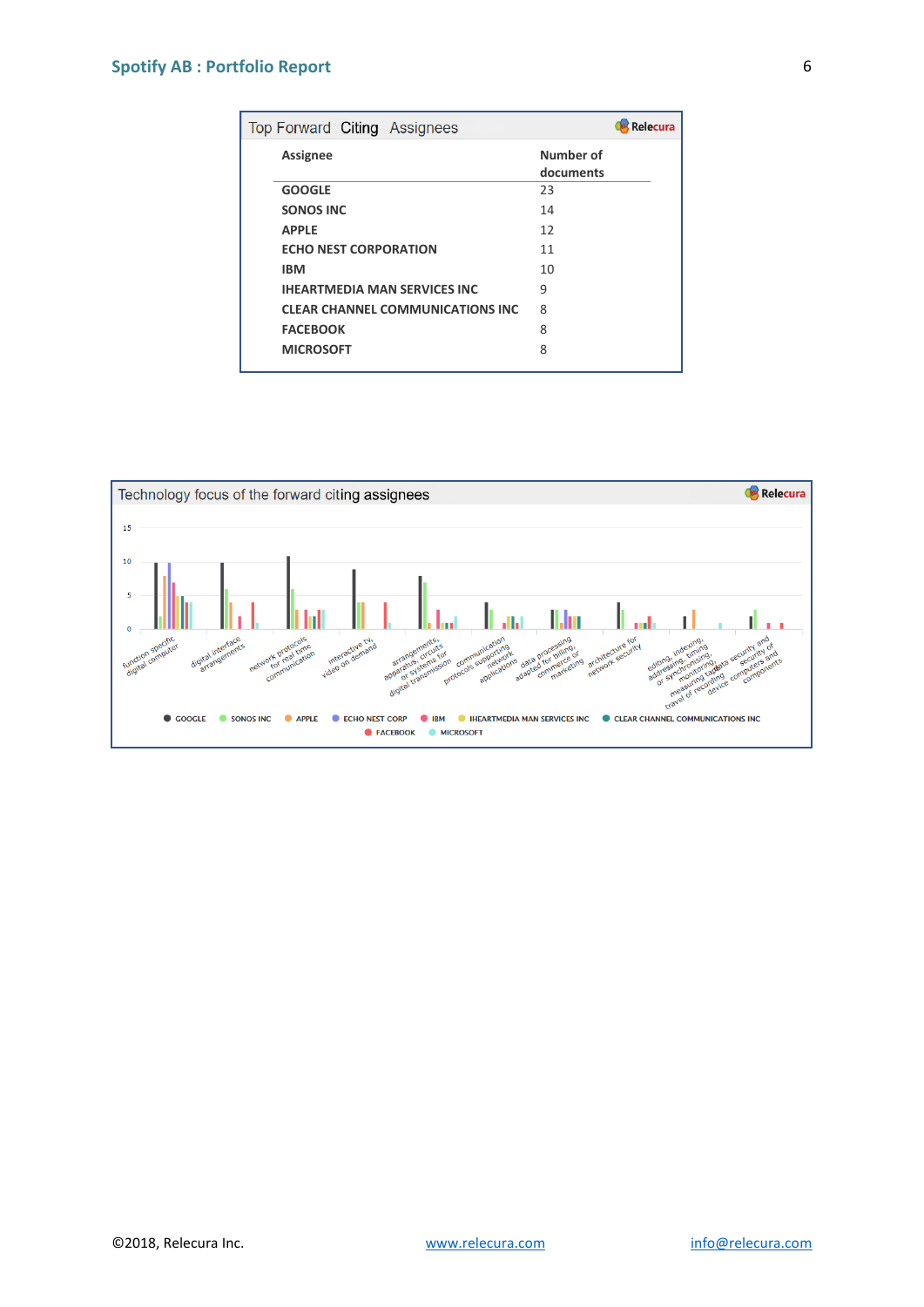## Top Forward Citing Assignees

| Assignee | Number of documents |
|---|---|
| GOOGLE | 23 |
| SONOS INC | 14 |
| APPLE | 12 |
| ECHO NEST CORPORATION | 11 |
| IBM | 10 |
| IHEARTMEDIA MAN SERVICES INC | 9 |
| CLEAR CHANNEL COMMUNICATIONS INC | 8 |
| FACEBOOK | 8 |
| MICROSOFT | 8 |

## Technology focus of the forward citing assignees

Categories: function specific digital computer; digital interface arrangements; network protocols for real time communication; interactive tv, video on demand; arrangements, apparatus, circuits or systems for digital transmission; communication protocols supporting network applications; data processing adapted for billing, commerce or marketing; architecture for network security; editing, indexing, addressing, timing or synchronizing, monitoring, measuring tape travel of recording device; data security and security of computers and components

Legend: GOOGLE, SONOS INC, APPLE, ECHO NEST CORP, IBM, IHEARTMEDIA MAN SERVICES INC, CLEAR CHANNEL COMMUNICATIONS INC, FACEBOOK, MICROSOFT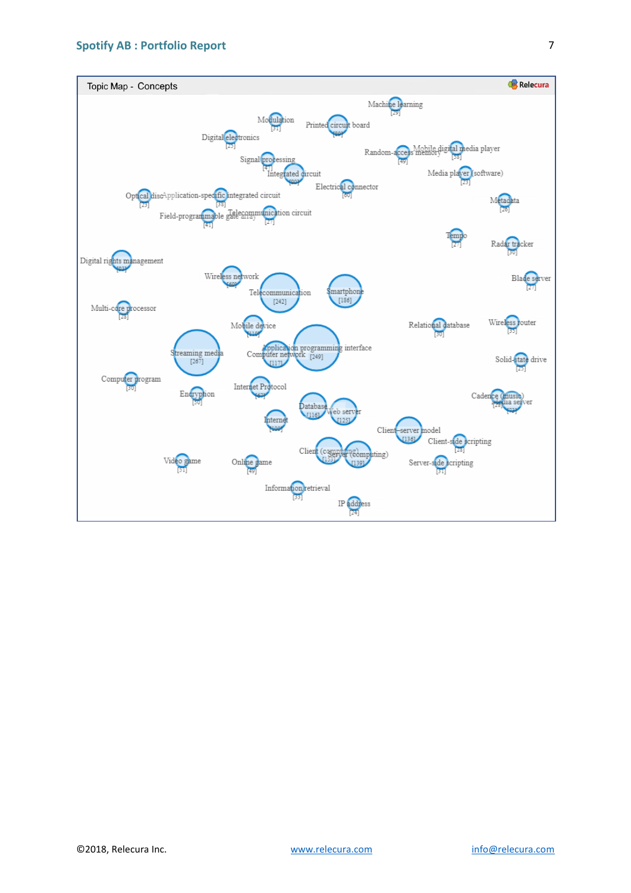Topic Map - Concepts

Relecura

Machine learning [29]

Modulation [31]

Printed circuit board [60]

Digital electronics [25]

Random-access memory [49]

Mobile digital media player [58]

Signal processing [47]

Integrated circuit [60]

Media player (software) [23]

Electrical connector [60]

Optical disc [23]

Application-specific integrated circuit [38]

Metadata [26]

Field-programmable gate array [41]

Telecommunication circuit [27]

Tempo [27]

Radar tracker [30]

Digital rights management [93]

Wireless network [69]

Blade server [27]

Telecommunication [242]

Smartphone [186]

Multi-core processor [28]

Mobile device [110]

Relational database [30]

Wireless router [35]

Application programming interface [249]

Streaming media [267]

Computer network [117]

Solid-state drive [25]

Computer program [30]

Internet Protocol [67]

Encryption [50]

Cadence (music) [29]

Media server [73]

Database [116]

Web server [125]

Internet [100]

Client–server model [136]

Client-side scripting [28]

Client (computing) [133]

Server (computing) [139]

Video game [51]

Online game [49]

Server-side scripting [31]

Information retrieval [33]

IP address [24]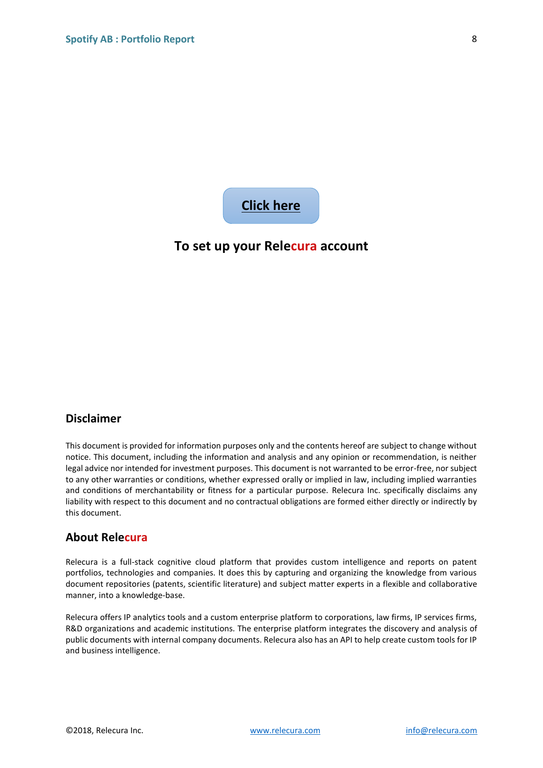**Click here**

**To set up your Relecura account**

## Disclaimer

This document is provided for information purposes only and the contents hereof are subject to change without notice. This document, including the information and analysis and any opinion or recommendation, is neither legal advice nor intended for investment purposes. This document is not warranted to be error-free, nor subject to any other warranties or conditions, whether expressed orally or implied in law, including implied warranties and conditions of merchantability or fitness for a particular purpose. Relecura Inc. specifically disclaims any liability with respect to this document and no contractual obligations are formed either directly or indirectly by this document.

## About Relecura

Relecura is a full-stack cognitive cloud platform that provides custom intelligence and reports on patent portfolios, technologies and companies. It does this by capturing and organizing the knowledge from various document repositories (patents, scientific literature) and subject matter experts in a flexible and collaborative manner, into a knowledge-base.

Relecura offers IP analytics tools and a custom enterprise platform to corporations, law firms, IP services firms, R&D organizations and academic institutions. The enterprise platform integrates the discovery and analysis of public documents with internal company documents. Relecura also has an API to help create custom tools for IP and business intelligence.

©2018, Relecura Inc. www.relecura.com info@relecura.com